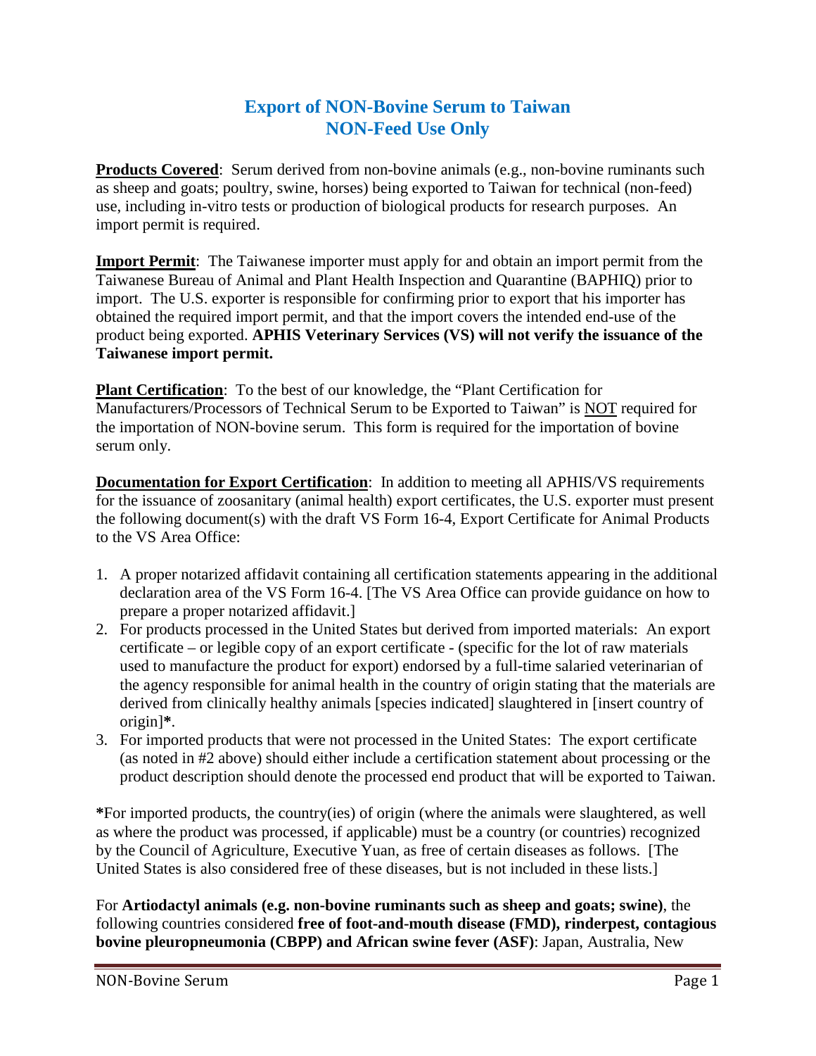# Export of NON-Bovine Serum to Taiwan
# NON-Feed Use Only

**<u>Products Covered</u>**: Serum derived from non-bovine animals (e.g., non-bovine ruminants such as sheep and goats; poultry, swine, horses) being exported to Taiwan for technical (non-feed) use, including in-vitro tests or production of biological products for research purposes. An import permit is required.

**<u>Import Permit</u>**: The Taiwanese importer must apply for and obtain an import permit from the Taiwanese Bureau of Animal and Plant Health Inspection and Quarantine (BAPHIQ) prior to import. The U.S. exporter is responsible for confirming prior to export that his importer has obtained the required import permit, and that the import covers the intended end-use of the product being exported. **APHIS Veterinary Services (VS) will not verify the issuance of the Taiwanese import permit.**

**<u>Plant Certification</u>**: To the best of our knowledge, the "Plant Certification for Manufacturers/Processors of Technical Serum to be Exported to Taiwan" is <u>NOT</u> required for the importation of NON-bovine serum. This form is required for the importation of bovine serum only.

**<u>Documentation for Export Certification</u>**: In addition to meeting all APHIS/VS requirements for the issuance of zoosanitary (animal health) export certificates, the U.S. exporter must present the following document(s) with the draft VS Form 16-4, Export Certificate for Animal Products to the VS Area Office:

1. A proper notarized affidavit containing all certification statements appearing in the additional declaration area of the VS Form 16-4. [The VS Area Office can provide guidance on how to prepare a proper notarized affidavit.]
2. For products processed in the United States but derived from imported materials: An export certificate – or legible copy of an export certificate - (specific for the lot of raw materials used to manufacture the product for export) endorsed by a full-time salaried veterinarian of the agency responsible for animal health in the country of origin stating that the materials are derived from clinically healthy animals [species indicated] slaughtered in [insert country of origin]**\***.
3. For imported products that were not processed in the United States: The export certificate (as noted in #2 above) should either include a certification statement about processing or the product description should denote the processed end product that will be exported to Taiwan.

**\***For imported products, the country(ies) of origin (where the animals were slaughtered, as well as where the product was processed, if applicable) must be a country (or countries) recognized by the Council of Agriculture, Executive Yuan, as free of certain diseases as follows. [The United States is also considered free of these diseases, but is not included in these lists.]

For **Artiodactyl animals (e.g. non-bovine ruminants such as sheep and goats; swine)**, the following countries considered **free of foot-and-mouth disease (FMD), rinderpest, contagious bovine pleuropneumonia (CBPP) and African swine fever (ASF)**: Japan, Australia, New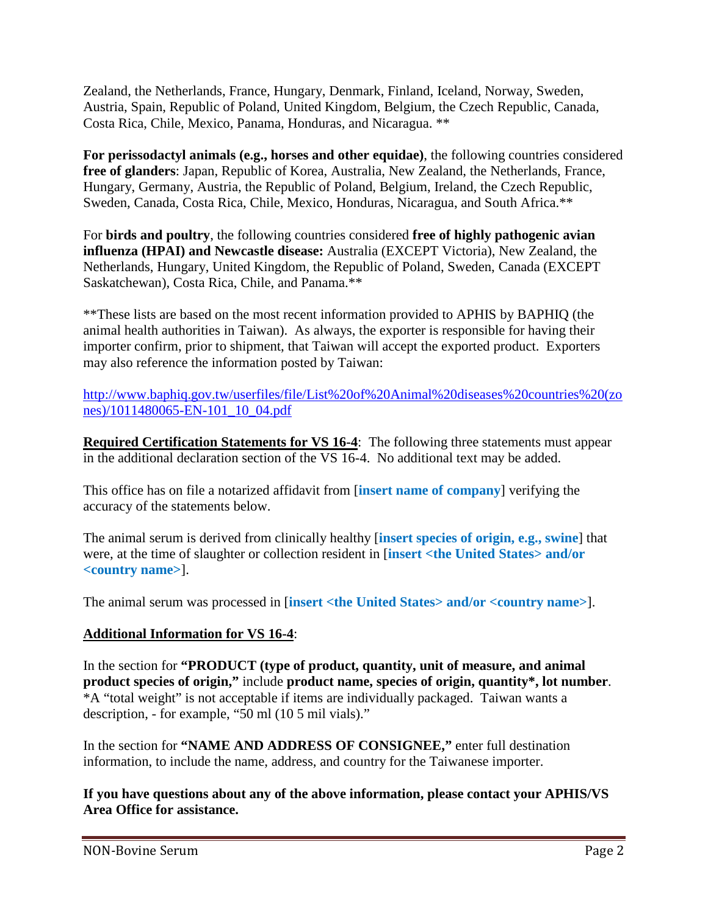Zealand, the Netherlands, France, Hungary, Denmark, Finland, Iceland, Norway, Sweden, Austria, Spain, Republic of Poland, United Kingdom, Belgium, the Czech Republic, Canada, Costa Rica, Chile, Mexico, Panama, Honduras, and Nicaragua. **

**For perissodactyl animals (e.g., horses and other equidae)**, the following countries considered **free of glanders**: Japan, Republic of Korea, Australia, New Zealand, the Netherlands, France, Hungary, Germany, Austria, the Republic of Poland, Belgium, Ireland, the Czech Republic, Sweden, Canada, Costa Rica, Chile, Mexico, Honduras, Nicaragua, and South Africa.**

For **birds and poultry**, the following countries considered **free of highly pathogenic avian influenza (HPAI) and Newcastle disease:** Australia (EXCEPT Victoria), New Zealand, the Netherlands, Hungary, United Kingdom, the Republic of Poland, Sweden, Canada (EXCEPT Saskatchewan), Costa Rica, Chile, and Panama.**

**These lists are based on the most recent information provided to APHIS by BAPHIQ (the animal health authorities in Taiwan). As always, the exporter is responsible for having their importer confirm, prior to shipment, that Taiwan will accept the exported product. Exporters may also reference the information posted by Taiwan:

http://www.baphiq.gov.tw/userfiles/file/List%20of%20Animal%20diseases%20countries%20(zones)/1011480065-EN-101_10_04.pdf

**Required Certification Statements for VS 16-4**: The following three statements must appear in the additional declaration section of the VS 16-4. No additional text may be added.

This office has on file a notarized affidavit from [**insert name of company**] verifying the accuracy of the statements below.

The animal serum is derived from clinically healthy [**insert species of origin, e.g., swine**] that were, at the time of slaughter or collection resident in [**insert <the United States> and/or <country name>**].

The animal serum was processed in [**insert <the United States> and/or <country name>**].

## Additional Information for VS 16-4:

In the section for **"PRODUCT (type of product, quantity, unit of measure, and animal product species of origin,"** include **product name, species of origin, quantity*, lot number**.
*A "total weight" is not acceptable if items are individually packaged. Taiwan wants a description, - for example, "50 ml (10 5 mil vials)."

In the section for **"NAME AND ADDRESS OF CONSIGNEE,"** enter full destination information, to include the name, address, and country for the Taiwanese importer.

**If you have questions about any of the above information, please contact your APHIS/VS Area Office for assistance.**